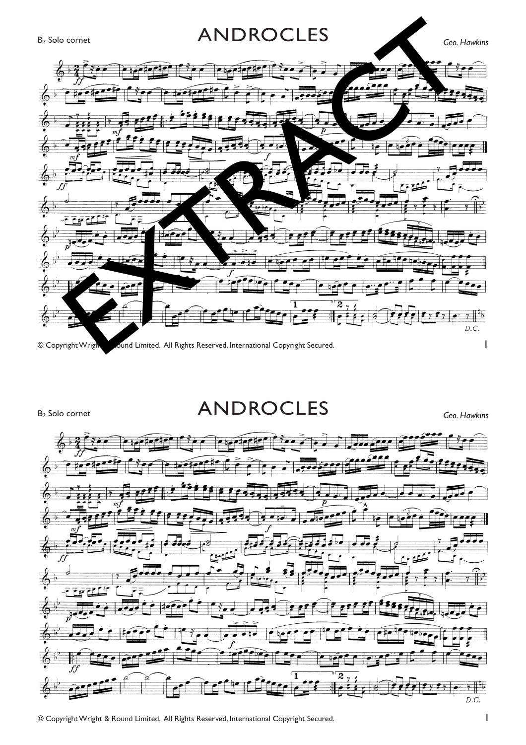B♭ Solo cornet

# ANDROCLES

*Geo. Hawkins*

*ff* *mf* *p* *f* *ff* *p* *f* *ff*

*D.C.*

© Copyright Wright & Round Limited. All Rights Reserved. International Copyright Secured.

B♭ Solo cornet

# ANDROCLES

*Geo. Hawkins*

*ff* *mf* *p* *f* *mf* *ff* *p* *f* *ff*

*D.C.*

© Copyright Wright & Round Limited. All Rights Reserved. International Copyright Secured.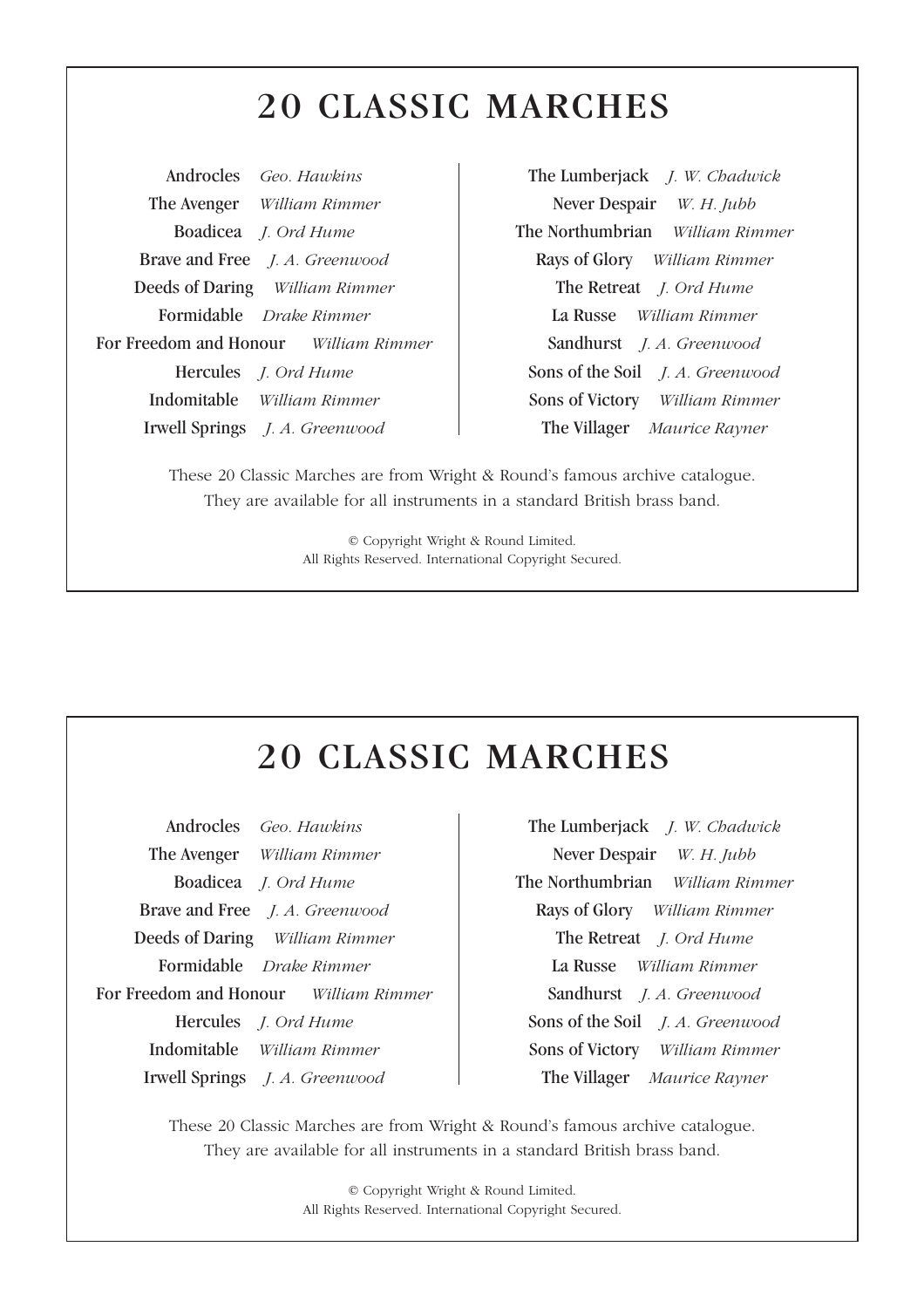# 20 CLASSIC MARCHES

| | |
|---|---|
| Androcles *Geo. Hawkins* | The Lumberjack *J. W. Chadwick* |
| The Avenger *William Rimmer* | Never Despair *W. H. Jubb* |
| Boadicea *J. Ord Hume* | The Northumbrian *William Rimmer* |
| Brave and Free *J. A. Greenwood* | Rays of Glory *William Rimmer* |
| Deeds of Daring *William Rimmer* | The Retreat *J. Ord Hume* |
| Formidable *Drake Rimmer* | La Russe *William Rimmer* |
| For Freedom and Honour *William Rimmer* | Sandhurst *J. A. Greenwood* |
| Hercules *J. Ord Hume* | Sons of the Soil *J. A. Greenwood* |
| Indomitable *William Rimmer* | Sons of Victory *William Rimmer* |
| Irwell Springs *J. A. Greenwood* | The Villager *Maurice Rayner* |

These 20 Classic Marches are from Wright & Round's famous archive catalogue.
They are available for all instruments in a standard British brass band.

© Copyright Wright & Round Limited.
All Rights Reserved. International Copyright Secured.

# 20 CLASSIC MARCHES

| | |
|---|---|
| Androcles *Geo. Hawkins* | The Lumberjack *J. W. Chadwick* |
| The Avenger *William Rimmer* | Never Despair *W. H. Jubb* |
| Boadicea *J. Ord Hume* | The Northumbrian *William Rimmer* |
| Brave and Free *J. A. Greenwood* | Rays of Glory *William Rimmer* |
| Deeds of Daring *William Rimmer* | The Retreat *J. Ord Hume* |
| Formidable *Drake Rimmer* | La Russe *William Rimmer* |
| For Freedom and Honour *William Rimmer* | Sandhurst *J. A. Greenwood* |
| Hercules *J. Ord Hume* | Sons of the Soil *J. A. Greenwood* |
| Indomitable *William Rimmer* | Sons of Victory *William Rimmer* |
| Irwell Springs *J. A. Greenwood* | The Villager *Maurice Rayner* |

These 20 Classic Marches are from Wright & Round's famous archive catalogue.
They are available for all instruments in a standard British brass band.

© Copyright Wright & Round Limited.
All Rights Reserved. International Copyright Secured.